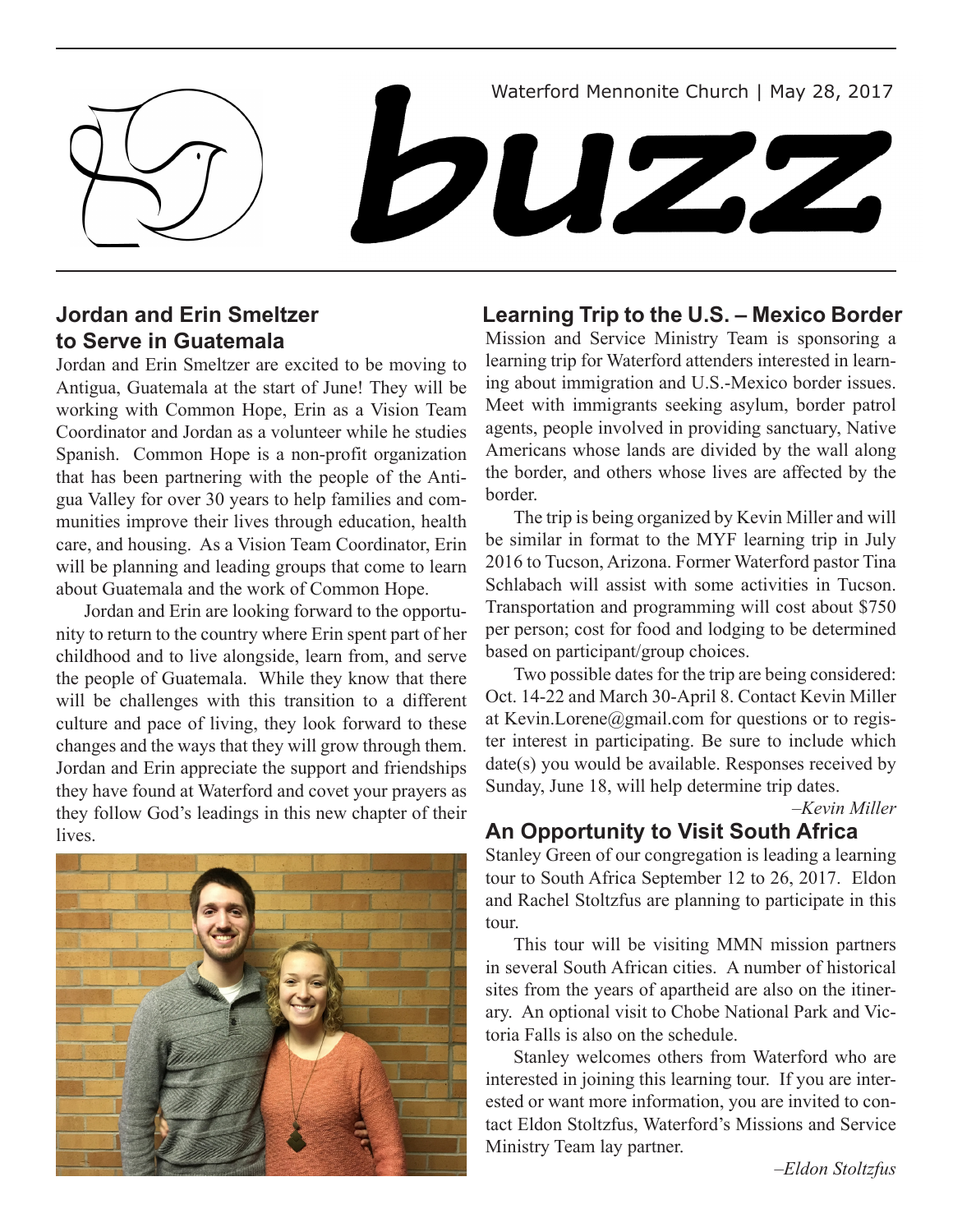Waterford Mennonite Church | May 28, 2017

# buzz

## Jordan and Erin Smeltzer to Serve in Guatemala

Jordan and Erin Smeltzer are excited to be moving to Antigua, Guatemala at the start of June! They will be working with Common Hope, Erin as a Vision Team Coordinator and Jordan as a volunteer while he studies Spanish. Common Hope is a non-profit organization that has been partnering with the people of the Antigua Valley for over 30 years to help families and communities improve their lives through education, health care, and housing. As a Vision Team Coordinator, Erin will be planning and leading groups that come to learn about Guatemala and the work of Common Hope.

Jordan and Erin are looking forward to the opportunity to return to the country where Erin spent part of her childhood and to live alongside, learn from, and serve the people of Guatemala. While they know that there will be challenges with this transition to a different culture and pace of living, they look forward to these changes and the ways that they will grow through them. Jordan and Erin appreciate the support and friendships they have found at Waterford and covet your prayers as they follow God's leadings in this new chapter of their lives.

## Learning Trip to the U.S. – Mexico Border

Mission and Service Ministry Team is sponsoring a learning trip for Waterford attenders interested in learning about immigration and U.S.-Mexico border issues. Meet with immigrants seeking asylum, border patrol agents, people involved in providing sanctuary, Native Americans whose lands are divided by the wall along the border, and others whose lives are affected by the border.

The trip is being organized by Kevin Miller and will be similar in format to the MYF learning trip in July 2016 to Tucson, Arizona. Former Waterford pastor Tina Schlabach will assist with some activities in Tucson. Transportation and programming will cost about $750 per person; cost for food and lodging to be determined based on participant/group choices.

Two possible dates for the trip are being considered: Oct. 14-22 and March 30-April 8. Contact Kevin Miller at Kevin.Lorene@gmail.com for questions or to register interest in participating. Be sure to include which date(s) you would be available. Responses received by Sunday, June 18, will help determine trip dates.

*–Kevin Miller*

## An Opportunity to Visit South Africa

Stanley Green of our congregation is leading a learning tour to South Africa September 12 to 26, 2017. Eldon and Rachel Stoltzfus are planning to participate in this tour.

This tour will be visiting MMN mission partners in several South African cities. A number of historical sites from the years of apartheid are also on the itinerary. An optional visit to Chobe National Park and Victoria Falls is also on the schedule.

Stanley welcomes others from Waterford who are interested in joining this learning tour. If you are interested or want more information, you are invited to contact Eldon Stoltzfus, Waterford's Missions and Service Ministry Team lay partner.

*–Eldon Stoltzfus*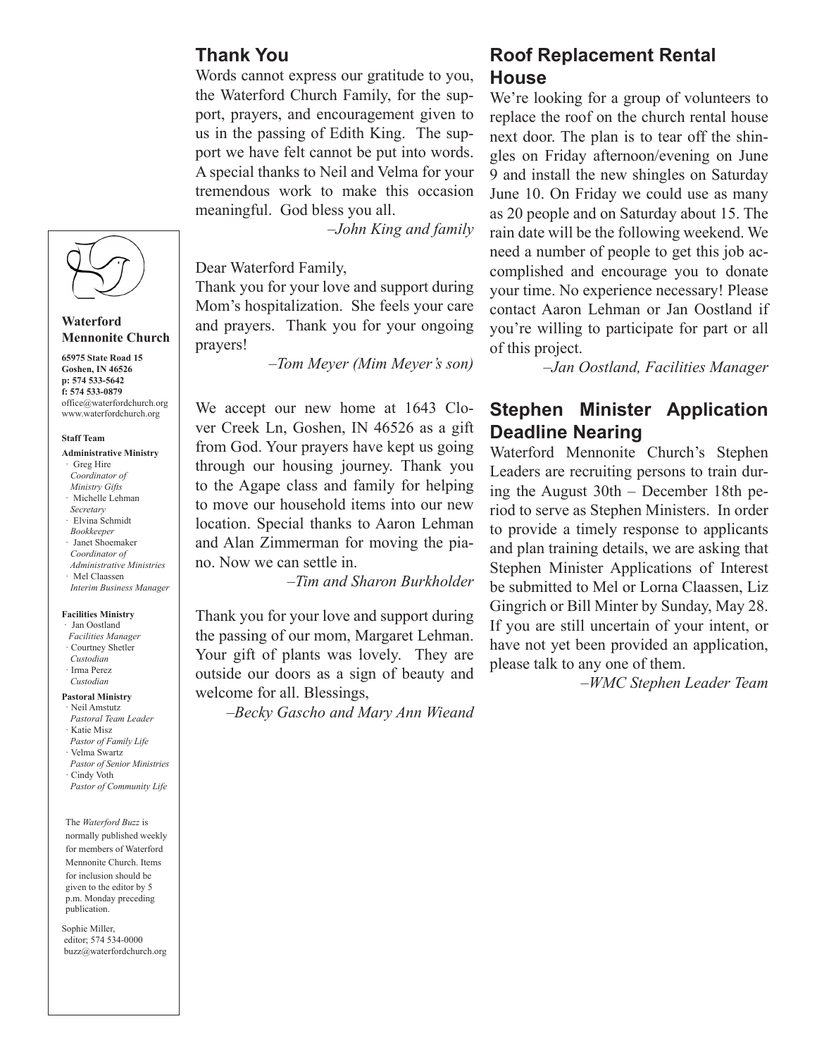## Thank You

Words cannot express our gratitude to you, the Waterford Church Family, for the support, prayers, and encouragement given to us in the passing of Edith King. The support we have felt cannot be put into words. A special thanks to Neil and Velma for your tremendous work to make this occasion meaningful. God bless you all.

*–John King and family*

Dear Waterford Family,

Thank you for your love and support during Mom's hospitalization. She feels your care and prayers. Thank you for your ongoing prayers!

*–Tom Meyer (Mim Meyer's son)*

We accept our new home at 1643 Clover Creek Ln, Goshen, IN 46526 as a gift from God. Your prayers have kept us going through our housing journey. Thank you to the Agape class and family for helping to move our household items into our new location. Special thanks to Aaron Lehman and Alan Zimmerman for moving the piano. Now we can settle in.

*–Tim and Sharon Burkholder*

Thank you for your love and support during the passing of our mom, Margaret Lehman. Your gift of plants was lovely. They are outside our doors as a sign of beauty and welcome for all. Blessings,

*–Becky Gascho and Mary Ann Wieand*

## Roof Replacement Rental House

We're looking for a group of volunteers to replace the roof on the church rental house next door. The plan is to tear off the shingles on Friday afternoon/evening on June 9 and install the new shingles on Saturday June 10. On Friday we could use as many as 20 people and on Saturday about 15. The rain date will be the following weekend. We need a number of people to get this job accomplished and encourage you to donate your time. No experience necessary! Please contact Aaron Lehman or Jan Oostland if you're willing to participate for part or all of this project.

*–Jan Oostland, Facilities Manager*

## Stephen Minister Application Deadline Nearing

Waterford Mennonite Church's Stephen Leaders are recruiting persons to train during the August 30th – December 18th period to serve as Stephen Ministers. In order to provide a timely response to applicants and plan training details, we are asking that Stephen Minister Applications of Interest be submitted to Mel or Lorna Claassen, Liz Gingrich or Bill Minter by Sunday, May 28. If you are still uncertain of your intent, or have not yet been provided an application, please talk to any one of them.

*–WMC Stephen Leader Team*

**Waterford Mennonite Church**

**65975 State Road 15**
**Goshen, IN 46526**
**p: 574 533-5642**
**f: 574 533-0879**
office@waterfordchurch.org
www.waterfordchurch.org

**Staff Team**

**Administrative Ministry**
- Greg Hire, *Coordinator of Ministry Gifts*
- Michelle Lehman, *Secretary*
- Elvina Schmidt, *Bookkeeper*
- Janet Shoemaker, *Coordinator of Administrative Ministries*
- Mel Claassen, *Interim Business Manager*

**Facilities Ministry**
- Jan Oostland, *Facilities Manager*
- Courtney Shetler, *Custodian*
- Irma Perez, *Custodian*

**Pastoral Ministry**
- Neil Amstutz, *Pastoral Team Leader*
- Katie Misz, *Pastor of Family Life*
- Velma Swartz, *Pastor of Senior Ministries*
- Cindy Voth, *Pastor of Community Life*

The *Waterford Buzz* is normally published weekly for members of Waterford Mennonite Church. Items for inclusion should be given to the editor by 5 p.m. Monday preceding publication.

Sophie Miller, editor; 574 534-0000
buzz@waterfordchurch.org